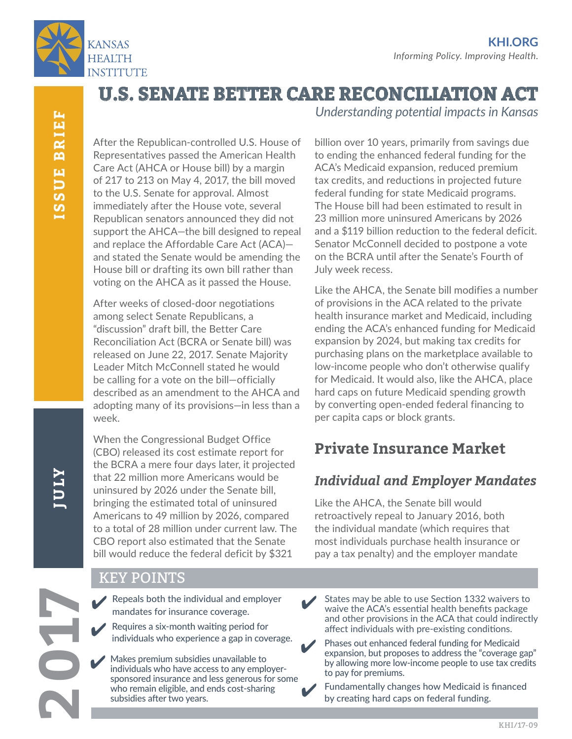KANSAS HEALTH INSTITUTE

KHI.ORG
*Informing Policy. Improving Health.*

ISSUE BRIEF

JULY 2017

# U.S. SENATE BETTER CARE RECONCILIATION ACT

*Understanding potential impacts in Kansas*

After the Republican-controlled U.S. House of Representatives passed the American Health Care Act (AHCA or House bill) by a margin of 217 to 213 on May 4, 2017, the bill moved to the U.S. Senate for approval. Almost immediately after the House vote, several Republican senators announced they did not support the AHCA—the bill designed to repeal and replace the Affordable Care Act (ACA)—and stated the Senate would be amending the House bill or drafting its own bill rather than voting on the AHCA as it passed the House.

After weeks of closed-door negotiations among select Senate Republicans, a "discussion" draft bill, the Better Care Reconciliation Act (BCRA or Senate bill) was released on June 22, 2017. Senate Majority Leader Mitch McConnell stated he would be calling for a vote on the bill—officially described as an amendment to the AHCA and adopting many of its provisions—in less than a week.

When the Congressional Budget Office (CBO) released its cost estimate report for the BCRA a mere four days later, it projected that 22 million more Americans would be uninsured by 2026 under the Senate bill, bringing the estimated total of uninsured Americans to 49 million by 2026, compared to a total of 28 million under current law. The CBO report also estimated that the Senate bill would reduce the federal deficit by $321 billion over 10 years, primarily from savings due to ending the enhanced federal funding for the ACA's Medicaid expansion, reduced premium tax credits, and reductions in projected future federal funding for state Medicaid programs. The House bill had been estimated to result in 23 million more uninsured Americans by 2026 and a $119 billion reduction to the federal deficit. Senator McConnell decided to postpone a vote on the BCRA until after the Senate's Fourth of July week recess.

Like the AHCA, the Senate bill modifies a number of provisions in the ACA related to the private health insurance market and Medicaid, including ending the ACA's enhanced funding for Medicaid expansion by 2024, but making tax credits for purchasing plans on the marketplace available to low-income people who don't otherwise qualify for Medicaid. It would also, like the AHCA, place hard caps on future Medicaid spending growth by converting open-ended federal financing to per capita caps or block grants.

## Private Insurance Market

### *Individual and Employer Mandates*

Like the AHCA, the Senate bill would retroactively repeal to January 2016, both the individual mandate (which requires that most individuals purchase health insurance or pay a tax penalty) and the employer mandate

## KEY POINTS

- ✔ Repeals both the individual and employer mandates for insurance coverage.
- ✔ Requires a six-month waiting period for individuals who experience a gap in coverage.
- ✔ Makes premium subsidies unavailable to individuals who have access to any employer-sponsored insurance and less generous for some who remain eligible, and ends cost-sharing subsidies after two years.
- ✔ States may be able to use Section 1332 waivers to waive the ACA's essential health benefits package and other provisions in the ACA that could indirectly affect individuals with pre-existing conditions.
- ✔ Phases out enhanced federal funding for Medicaid expansion, but proposes to address the "coverage gap" by allowing more low-income people to use tax credits to pay for premiums.
- ✔ Fundamentally changes how Medicaid is financed by creating hard caps on federal funding.

KHI/17-09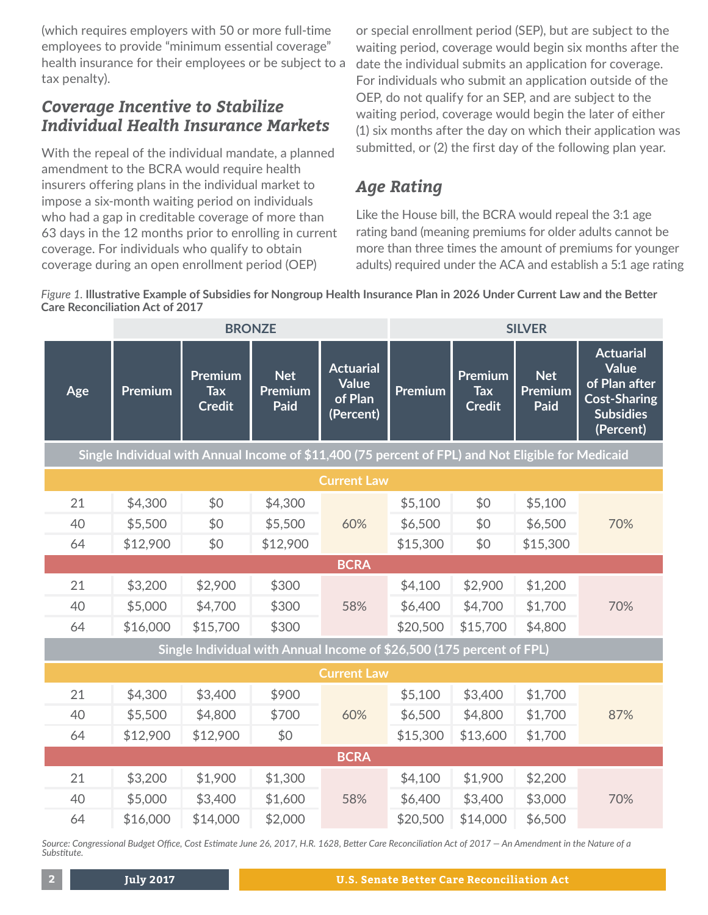(which requires employers with 50 or more full-time employees to provide "minimum essential coverage" health insurance for their employees or be subject to a tax penalty).

## *Coverage Incentive to Stabilize Individual Health Insurance Markets*

With the repeal of the individual mandate, a planned amendment to the BCRA would require health insurers offering plans in the individual market to impose a six-month waiting period on individuals who had a gap in creditable coverage of more than 63 days in the 12 months prior to enrolling in current coverage. For individuals who qualify to obtain coverage during an open enrollment period (OEP) or special enrollment period (SEP), but are subject to the waiting period, coverage would begin six months after the date the individual submits an application for coverage. For individuals who submit an application outside of the OEP, do not qualify for an SEP, and are subject to the waiting period, coverage would begin the later of either (1) six months after the day on which their application was submitted, or (2) the first day of the following plan year.

## *Age Rating*

Like the House bill, the BCRA would repeal the 3:1 age rating band (meaning premiums for older adults cannot be more than three times the amount of premiums for younger adults) required under the ACA and establish a 5:1 age rating

*Figure 1.* **Illustrative Example of Subsidies for Nongroup Health Insurance Plan in 2026 Under Current Law and the Better Care Reconciliation Act of 2017**

| | BRONZE | | | | SILVER | | | |
|---|---|---|---|---|---|---|---|---|
| Age | Premium | Premium Tax Credit | Net Premium Paid | Actuarial Value of Plan (Percent) | Premium | Premium Tax Credit | Net Premium Paid | Actuarial Value of Plan after Cost-Sharing Subsidies (Percent) |
| **Single Individual with Annual Income of $11,400 (75 percent of FPL) and Not Eligible for Medicaid** | | | | | | | | |
| **Current Law** | | | | | | | | |
| 21 | $4,300 | $0 | $4,300 | 60% | $5,100 | $0 | $5,100 | 70% |
| 40 | $5,500 | $0 | $5,500 | | $6,500 | $0 | $6,500 | |
| 64 | $12,900 | $0 | $12,900 | | $15,300 | $0 | $15,300 | |
| **BCRA** | | | | | | | | |
| 21 | $3,200 | $2,900 | $300 | 58% | $4,100 | $2,900 | $1,200 | 70% |
| 40 | $5,000 | $4,700 | $300 | | $6,400 | $4,700 | $1,700 | |
| 64 | $16,000 | $15,700 | $300 | | $20,500 | $15,700 | $4,800 | |
| **Single Individual with Annual Income of $26,500 (175 percent of FPL)** | | | | | | | | |
| **Current Law** | | | | | | | | |
| 21 | $4,300 | $3,400 | $900 | 60% | $5,100 | $3,400 | $1,700 | 87% |
| 40 | $5,500 | $4,800 | $700 | | $6,500 | $4,800 | $1,700 | |
| 64 | $12,900 | $12,900 | $0 | | $15,300 | $13,600 | $1,700 | |
| **BCRA** | | | | | | | | |
| 21 | $3,200 | $1,900 | $1,300 | 58% | $4,100 | $1,900 | $2,200 | 70% |
| 40 | $5,000 | $3,400 | $1,600 | | $6,400 | $3,400 | $3,000 | |
| 64 | $16,000 | $14,000 | $2,000 | | $20,500 | $14,000 | $6,500 | |

*Source: Congressional Budget Office, Cost Estimate June 26, 2017, H.R. 1628, Better Care Reconciliation Act of 2017 — An Amendment in the Nature of a Substitute.*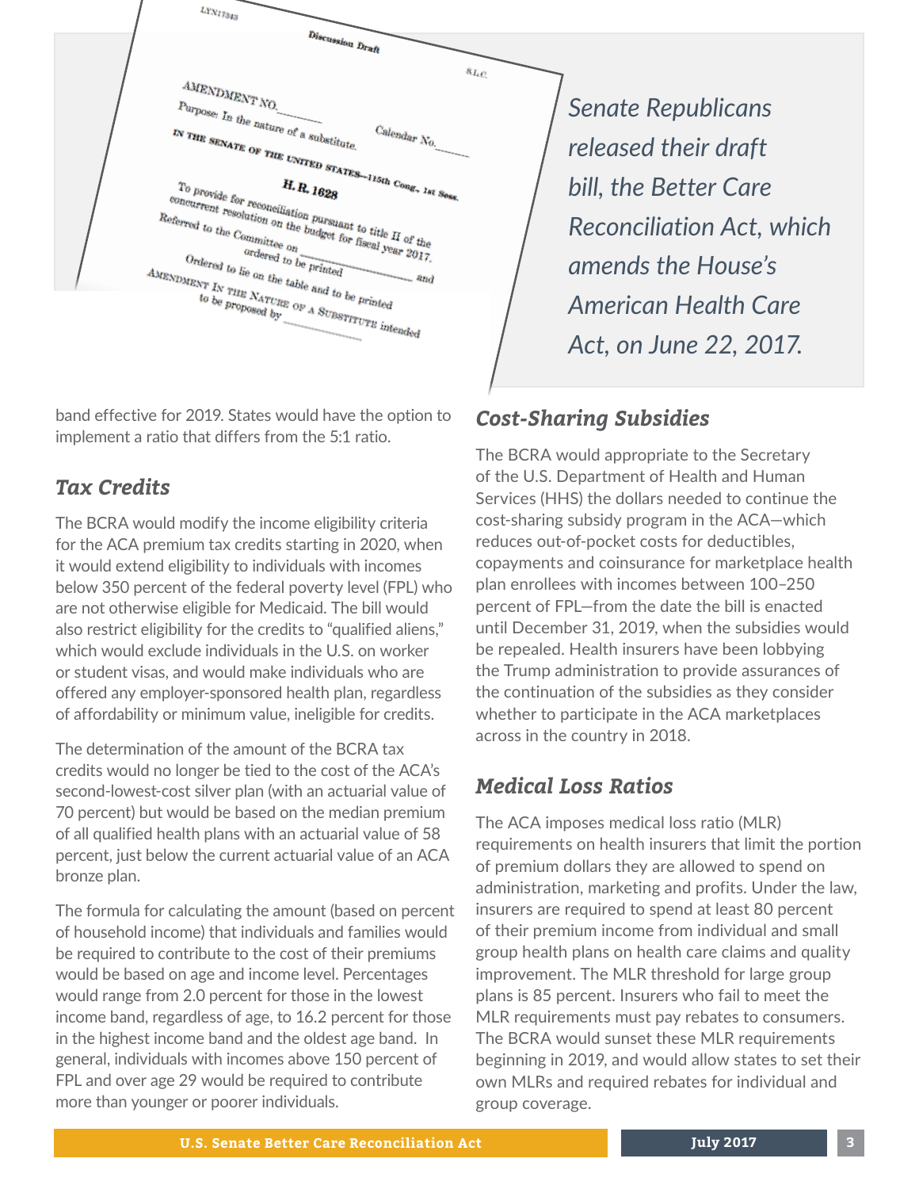*Senate Republicans released their draft bill, the Better Care Reconciliation Act, which amends the House's American Health Care Act, on June 22, 2017.*

band effective for 2019. States would have the option to implement a ratio that differs from the 5:1 ratio.

## *Tax Credits*

The BCRA would modify the income eligibility criteria for the ACA premium tax credits starting in 2020, when it would extend eligibility to individuals with incomes below 350 percent of the federal poverty level (FPL) who are not otherwise eligible for Medicaid. The bill would also restrict eligibility for the credits to "qualified aliens," which would exclude individuals in the U.S. on worker or student visas, and would make individuals who are offered any employer-sponsored health plan, regardless of affordability or minimum value, ineligible for credits.

The determination of the amount of the BCRA tax credits would no longer be tied to the cost of the ACA's second-lowest-cost silver plan (with an actuarial value of 70 percent) but would be based on the median premium of all qualified health plans with an actuarial value of 58 percent, just below the current actuarial value of an ACA bronze plan.

The formula for calculating the amount (based on percent of household income) that individuals and families would be required to contribute to the cost of their premiums would be based on age and income level. Percentages would range from 2.0 percent for those in the lowest income band, regardless of age, to 16.2 percent for those in the highest income band and the oldest age band. In general, individuals with incomes above 150 percent of FPL and over age 29 would be required to contribute more than younger or poorer individuals.

## *Cost-Sharing Subsidies*

The BCRA would appropriate to the Secretary of the U.S. Department of Health and Human Services (HHS) the dollars needed to continue the cost-sharing subsidy program in the ACA—which reduces out-of-pocket costs for deductibles, copayments and coinsurance for marketplace health plan enrollees with incomes between 100–250 percent of FPL—from the date the bill is enacted until December 31, 2019, when the subsidies would be repealed. Health insurers have been lobbying the Trump administration to provide assurances of the continuation of the subsidies as they consider whether to participate in the ACA marketplaces across in the country in 2018.

## *Medical Loss Ratios*

The ACA imposes medical loss ratio (MLR) requirements on health insurers that limit the portion of premium dollars they are allowed to spend on administration, marketing and profits. Under the law, insurers are required to spend at least 80 percent of their premium income from individual and small group health plans on health care claims and quality improvement. The MLR threshold for large group plans is 85 percent. Insurers who fail to meet the MLR requirements must pay rebates to consumers. The BCRA would sunset these MLR requirements beginning in 2019, and would allow states to set their own MLRs and required rebates for individual and group coverage.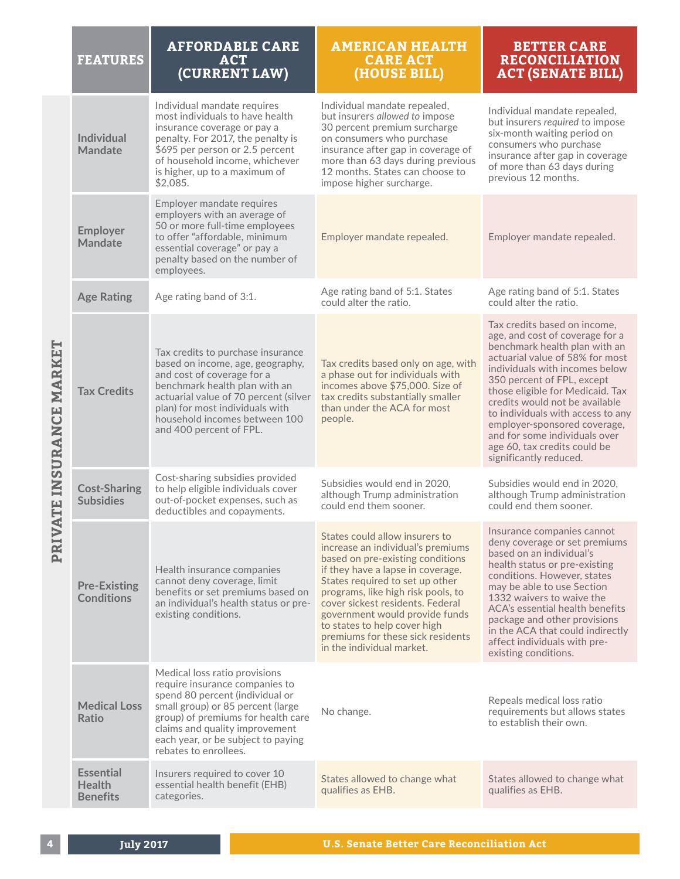| | FEATURES | AFFORDABLE CARE ACT (CURRENT LAW) | AMERICAN HEALTH CARE ACT (HOUSE BILL) | BETTER CARE RECONCILIATION ACT (SENATE BILL) |
|---|---|---|---|---|
| PRIVATE INSURANCE MARKET | Individual Mandate | Individual mandate requires most individuals to have health insurance coverage or pay a penalty. For 2017, the penalty is $695 per person or 2.5 percent of household income, whichever is higher, up to a maximum of $2,085. | Individual mandate repealed, but insurers *allowed to* impose 30 percent premium surcharge on consumers who purchase insurance after gap in coverage of more than 63 days during previous 12 months. States can choose to impose higher surcharge. | Individual mandate repealed, but insurers *required* to impose six-month waiting period on consumers who purchase insurance after gap in coverage of more than 63 days during previous 12 months. |
| | Employer Mandate | Employer mandate requires employers with an average of 50 or more full-time employees to offer "affordable, minimum essential coverage" or pay a penalty based on the number of employees. | Employer mandate repealed. | Employer mandate repealed. |
| | Age Rating | Age rating band of 3:1. | Age rating band of 5:1. States could alter the ratio. | Age rating band of 5:1. States could alter the ratio. |
| | Tax Credits | Tax credits to purchase insurance based on income, age, geography, and cost of coverage for a benchmark health plan with an actuarial value of 70 percent (silver plan) for most individuals with household incomes between 100 and 400 percent of FPL. | Tax credits based only on age, with a phase out for individuals with incomes above $75,000. Size of tax credits substantially smaller than under the ACA for most people. | Tax credits based on income, age, and cost of coverage for a benchmark health plan with an actuarial value of 58% for most individuals with incomes below 350 percent of FPL, except those eligible for Medicaid. Tax credits would not be available to individuals with access to any employer-sponsored coverage, and for some individuals over age 60, tax credits could be significantly reduced. |
| | Cost-Sharing Subsidies | Cost-sharing subsidies provided to help eligible individuals cover out-of-pocket expenses, such as deductibles and copayments. | Subsidies would end in 2020, although Trump administration could end them sooner. | Subsidies would end in 2020, although Trump administration could end them sooner. |
| | Pre-Existing Conditions | Health insurance companies cannot deny coverage, limit benefits or set premiums based on an individual's health status or pre-existing conditions. | States could allow insurers to increase an individual's premiums based on pre-existing conditions if they have a lapse in coverage. States required to set up other programs, like high risk pools, to cover sickest residents. Federal government would provide funds to states to help cover high premiums for these sick residents in the individual market. | Insurance companies cannot deny coverage or set premiums based on an individual's health status or pre-existing conditions. However, states may be able to use Section 1332 waivers to waive the ACA's essential health benefits package and other provisions in the ACA that could indirectly affect individuals with pre-existing conditions. |
| | Medical Loss Ratio | Medical loss ratio provisions require insurance companies to spend 80 percent (individual or small group) or 85 percent (large group) of premiums for health care claims and quality improvement each year, or be subject to paying rebates to enrollees. | No change. | Repeals medical loss ratio requirements but allows states to establish their own. |
| | Essential Health Benefits | Insurers required to cover 10 essential health benefit (EHB) categories. | States allowed to change what qualifies as EHB. | States allowed to change what qualifies as EHB. |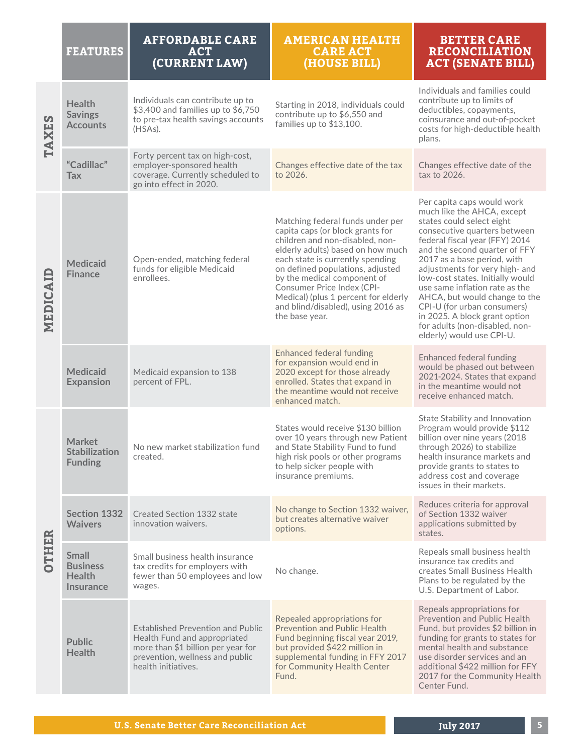| | FEATURES | AFFORDABLE CARE ACT (CURRENT LAW) | AMERICAN HEALTH CARE ACT (HOUSE BILL) | BETTER CARE RECONCILIATION ACT (SENATE BILL) |
|---|---|---|---|---|
| TAXES | Health Savings Accounts | Individuals can contribute up to $3,400 and families up to $6,750 to pre-tax health savings accounts (HSAs). | Starting in 2018, individuals could contribute up to $6,550 and families up to $13,100. | Individuals and families could contribute up to limits of deductibles, copayments, coinsurance and out-of-pocket costs for high-deductible health plans. |
| | "Cadillac" Tax | Forty percent tax on high-cost, employer-sponsored health coverage. Currently scheduled to go into effect in 2020. | Changes effective date of the tax to 2026. | Changes effective date of the tax to 2026. |
| MEDICAID | Medicaid Finance | Open-ended, matching federal funds for eligible Medicaid enrollees. | Matching federal funds under per capita caps (or block grants for children and non-disabled, non-elderly adults) based on how much each state is currently spending on defined populations, adjusted by the medical component of Consumer Price Index (CPI-Medical) (plus 1 percent for elderly and blind/disabled), using 2016 as the base year. | Per capita caps would work much like the AHCA, except states could select eight consecutive quarters between federal fiscal year (FFY) 2014 and the second quarter of FFY 2017 as a base period, with adjustments for very high- and low-cost states. Initially would use same inflation rate as the AHCA, but would change to the CPI-U (for urban consumers) in 2025. A block grant option for adults (non-disabled, non-elderly) would use CPI-U. |
| | Medicaid Expansion | Medicaid expansion to 138 percent of FPL. | Enhanced federal funding for expansion would end in 2020 except for those already enrolled. States that expand in the meantime would not receive enhanced match. | Enhanced federal funding would be phased out between 2021-2024. States that expand in the meantime would not receive enhanced match. |
| OTHER | Market Stabilization Funding | No new market stabilization fund created. | States would receive $130 billion over 10 years through new Patient and State Stability Fund to fund high risk pools or other programs to help sicker people with insurance premiums. | State Stability and Innovation Program would provide $112 billion over nine years (2018 through 2026) to stabilize health insurance markets and provide grants to states to address cost and coverage issues in their markets. |
| | Section 1332 Waivers | Created Section 1332 state innovation waivers. | No change to Section 1332 waiver, but creates alternative waiver options. | Reduces criteria for approval of Section 1332 waiver applications submitted by states. |
| | Small Business Health Insurance | Small business health insurance tax credits for employers with fewer than 50 employees and low wages. | No change. | Repeals small business health insurance tax credits and creates Small Business Health Plans to be regulated by the U.S. Department of Labor. |
| | Public Health | Established Prevention and Public Health Fund and appropriated more than $1 billion per year for prevention, wellness and public health initiatives. | Repealed appropriations for Prevention and Public Health Fund beginning fiscal year 2019, but provided $422 million in supplemental funding in FFY 2017 for Community Health Center Fund. | Repeals appropriations for Prevention and Public Health Fund, but provides $2 billion in funding for grants to states for mental health and substance use disorder services and an additional $422 million for FFY 2017 for the Community Health Center Fund. |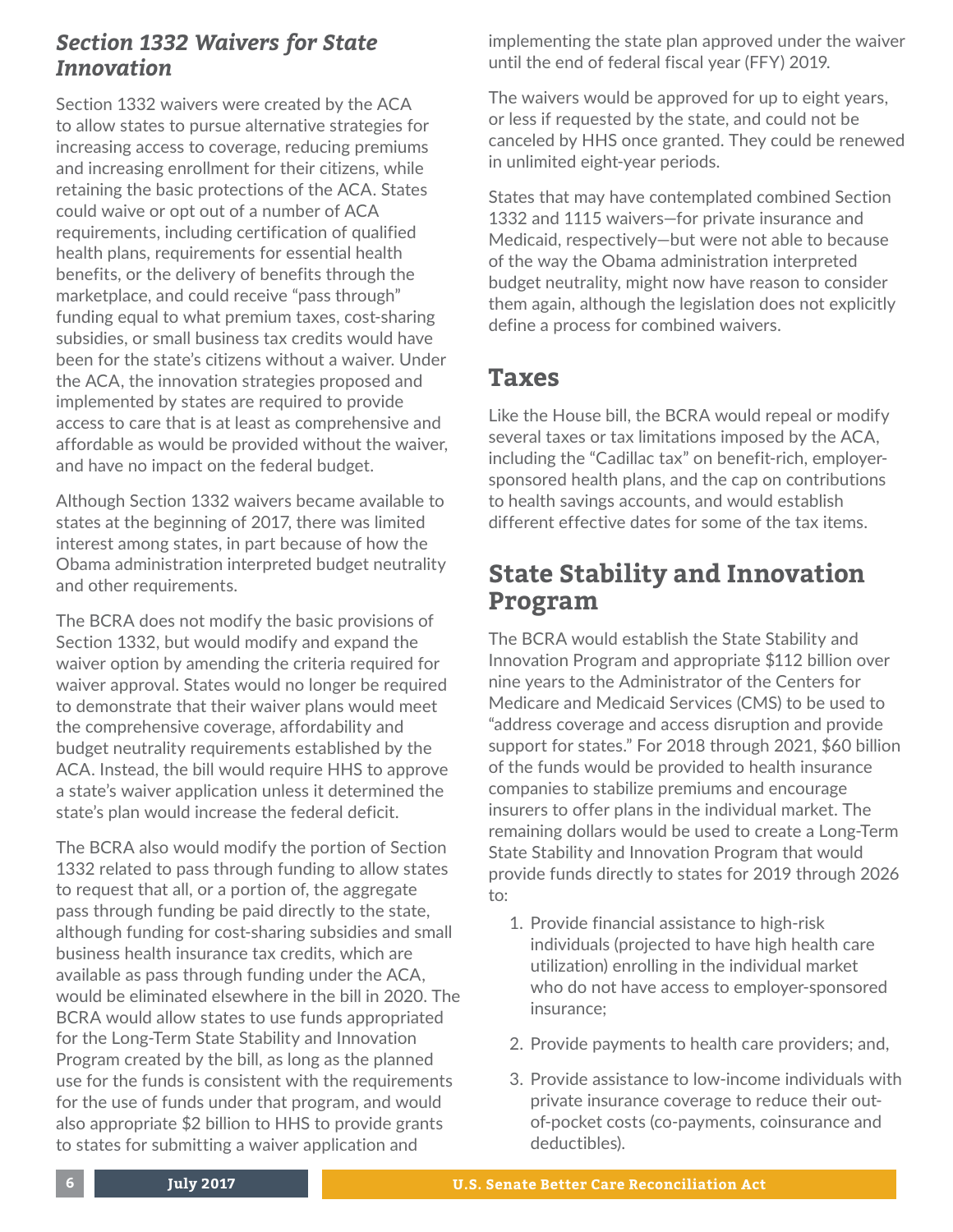### *Section 1332 Waivers for State Innovation*

Section 1332 waivers were created by the ACA to allow states to pursue alternative strategies for increasing access to coverage, reducing premiums and increasing enrollment for their citizens, while retaining the basic protections of the ACA. States could waive or opt out of a number of ACA requirements, including certification of qualified health plans, requirements for essential health benefits, or the delivery of benefits through the marketplace, and could receive "pass through" funding equal to what premium taxes, cost-sharing subsidies, or small business tax credits would have been for the state's citizens without a waiver. Under the ACA, the innovation strategies proposed and implemented by states are required to provide access to care that is at least as comprehensive and affordable as would be provided without the waiver, and have no impact on the federal budget.

Although Section 1332 waivers became available to states at the beginning of 2017, there was limited interest among states, in part because of how the Obama administration interpreted budget neutrality and other requirements.

The BCRA does not modify the basic provisions of Section 1332, but would modify and expand the waiver option by amending the criteria required for waiver approval. States would no longer be required to demonstrate that their waiver plans would meet the comprehensive coverage, affordability and budget neutrality requirements established by the ACA. Instead, the bill would require HHS to approve a state's waiver application unless it determined the state's plan would increase the federal deficit.

The BCRA also would modify the portion of Section 1332 related to pass through funding to allow states to request that all, or a portion of, the aggregate pass through funding be paid directly to the state, although funding for cost-sharing subsidies and small business health insurance tax credits, which are available as pass through funding under the ACA, would be eliminated elsewhere in the bill in 2020. The BCRA would allow states to use funds appropriated for the Long-Term State Stability and Innovation Program created by the bill, as long as the planned use for the funds is consistent with the requirements for the use of funds under that program, and would also appropriate $2 billion to HHS to provide grants to states for submitting a waiver application and implementing the state plan approved under the waiver until the end of federal fiscal year (FFY) 2019.

The waivers would be approved for up to eight years, or less if requested by the state, and could not be canceled by HHS once granted. They could be renewed in unlimited eight-year periods.

States that may have contemplated combined Section 1332 and 1115 waivers—for private insurance and Medicaid, respectively—but were not able to because of the way the Obama administration interpreted budget neutrality, might now have reason to consider them again, although the legislation does not explicitly define a process for combined waivers.

## Taxes

Like the House bill, the BCRA would repeal or modify several taxes or tax limitations imposed by the ACA, including the "Cadillac tax" on benefit-rich, employer-sponsored health plans, and the cap on contributions to health savings accounts, and would establish different effective dates for some of the tax items.

## State Stability and Innovation Program

The BCRA would establish the State Stability and Innovation Program and appropriate $112 billion over nine years to the Administrator of the Centers for Medicare and Medicaid Services (CMS) to be used to "address coverage and access disruption and provide support for states." For 2018 through 2021, $60 billion of the funds would be provided to health insurance companies to stabilize premiums and encourage insurers to offer plans in the individual market. The remaining dollars would be used to create a Long-Term State Stability and Innovation Program that would provide funds directly to states for 2019 through 2026 to:

1. Provide financial assistance to high-risk individuals (projected to have high health care utilization) enrolling in the individual market who do not have access to employer-sponsored insurance;
2. Provide payments to health care providers; and,
3. Provide assistance to low-income individuals with private insurance coverage to reduce their out-of-pocket costs (co-payments, coinsurance and deductibles).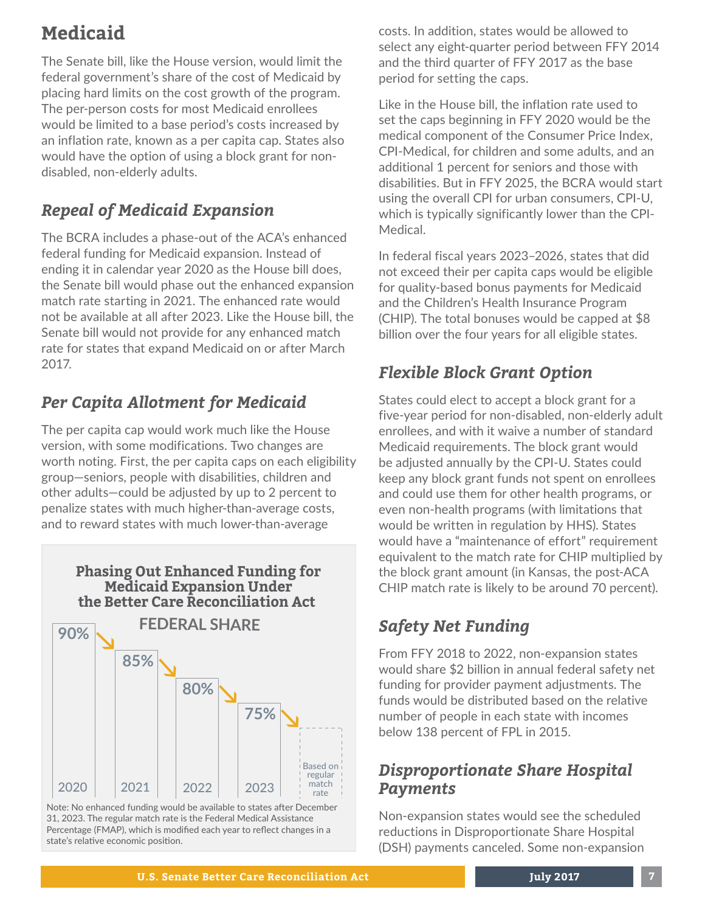# Medicaid

The Senate bill, like the House version, would limit the federal government's share of the cost of Medicaid by placing hard limits on the cost growth of the program. The per-person costs for most Medicaid enrollees would be limited to a base period's costs increased by an inflation rate, known as a per capita cap. States also would have the option of using a block grant for non-disabled, non-elderly adults.

## *Repeal of Medicaid Expansion*

The BCRA includes a phase-out of the ACA's enhanced federal funding for Medicaid expansion. Instead of ending it in calendar year 2020 as the House bill does, the Senate bill would phase out the enhanced expansion match rate starting in 2021. The enhanced rate would not be available at all after 2023. Like the House bill, the Senate bill would not provide for any enhanced match rate for states that expand Medicaid on or after March 2017.

## *Per Capita Allotment for Medicaid*

The per capita cap would work much like the House version, with some modifications. Two changes are worth noting. First, the per capita caps on each eligibility group—seniors, people with disabilities, children and other adults—could be adjusted by up to 2 percent to penalize states with much higher-than-average costs, and to reward states with much lower-than-average costs. In addition, states would be allowed to select any eight-quarter period between FFY 2014 and the third quarter of FFY 2017 as the base period for setting the caps.

**Phasing Out Enhanced Funding for Medicaid Expansion Under the Better Care Reconciliation Act**

FEDERAL SHARE

| 2020 | 2021 | 2022 | 2023 | |
|---|---|---|---|---|
| 90% | 85% | 80% | 75% | Based on regular match rate |

Note: No enhanced funding would be available to states after December 31, 2023. The regular match rate is the Federal Medical Assistance Percentage (FMAP), which is modified each year to reflect changes in a state's relative economic position.

Like in the House bill, the inflation rate used to set the caps beginning in FFY 2020 would be the medical component of the Consumer Price Index, CPI-Medical, for children and some adults, and an additional 1 percent for seniors and those with disabilities. But in FFY 2025, the BCRA would start using the overall CPI for urban consumers, CPI-U, which is typically significantly lower than the CPI-Medical.

In federal fiscal years 2023–2026, states that did not exceed their per capita caps would be eligible for quality-based bonus payments for Medicaid and the Children's Health Insurance Program (CHIP). The total bonuses would be capped at $8 billion over the four years for all eligible states.

## *Flexible Block Grant Option*

States could elect to accept a block grant for a five-year period for non-disabled, non-elderly adult enrollees, and with it waive a number of standard Medicaid requirements. The block grant would be adjusted annually by the CPI-U. States could keep any block grant funds not spent on enrollees and could use them for other health programs, or even non-health programs (with limitations that would be written in regulation by HHS). States would have a "maintenance of effort" requirement equivalent to the match rate for CHIP multiplied by the block grant amount (in Kansas, the post-ACA CHIP match rate is likely to be around 70 percent).

## *Safety Net Funding*

From FFY 2018 to 2022, non-expansion states would share $2 billion in annual federal safety net funding for provider payment adjustments. The funds would be distributed based on the relative number of people in each state with incomes below 138 percent of FPL in 2015.

## *Disproportionate Share Hospital Payments*

Non-expansion states would see the scheduled reductions in Disproportionate Share Hospital (DSH) payments canceled. Some non-expansion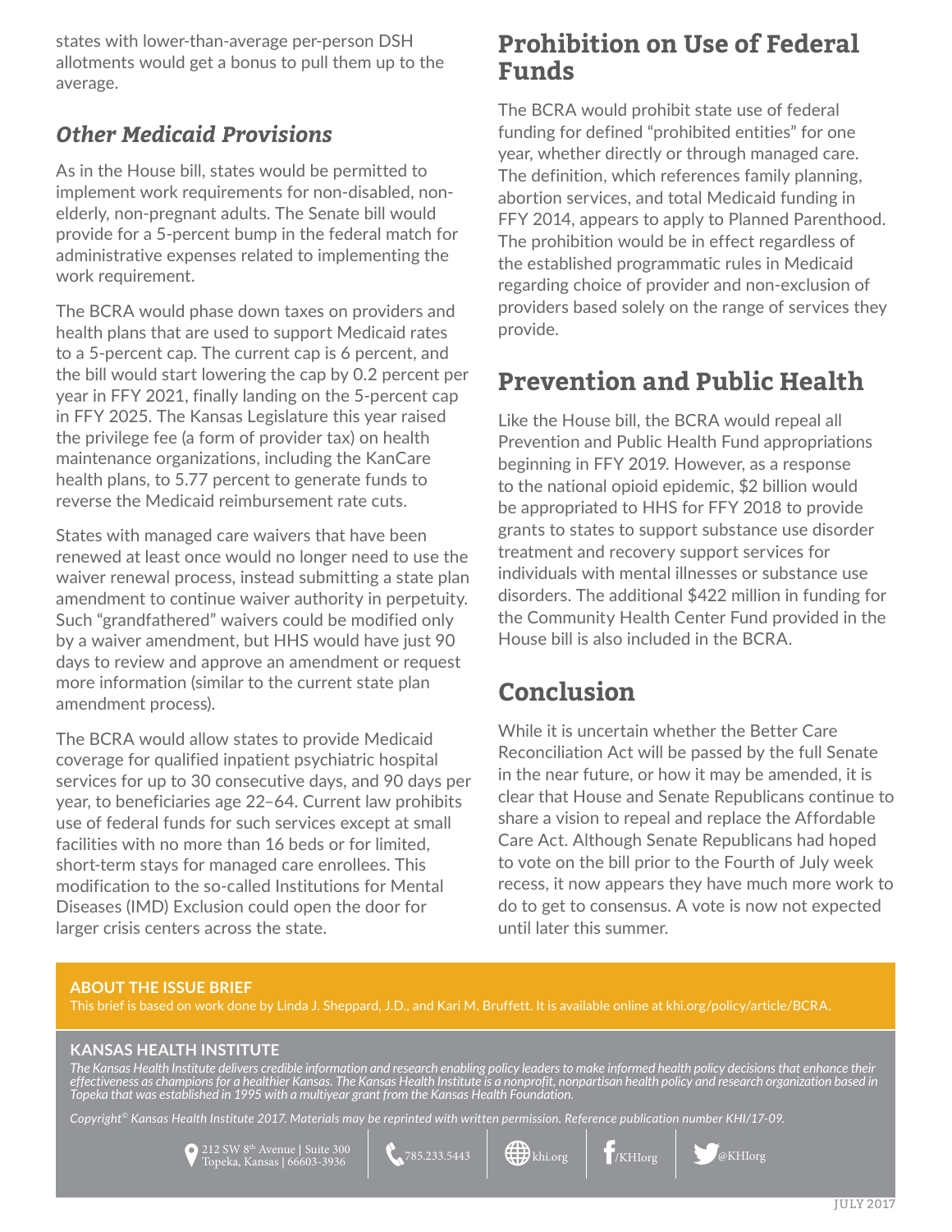states with lower-than-average per-person DSH allotments would get a bonus to pull them up to the average.

### *Other Medicaid Provisions*

As in the House bill, states would be permitted to implement work requirements for non-disabled, non-elderly, non-pregnant adults. The Senate bill would provide for a 5-percent bump in the federal match for administrative expenses related to implementing the work requirement.

The BCRA would phase down taxes on providers and health plans that are used to support Medicaid rates to a 5-percent cap. The current cap is 6 percent, and the bill would start lowering the cap by 0.2 percent per year in FFY 2021, finally landing on the 5-percent cap in FFY 2025. The Kansas Legislature this year raised the privilege fee (a form of provider tax) on health maintenance organizations, including the KanCare health plans, to 5.77 percent to generate funds to reverse the Medicaid reimbursement rate cuts.

States with managed care waivers that have been renewed at least once would no longer need to use the waiver renewal process, instead submitting a state plan amendment to continue waiver authority in perpetuity. Such "grandfathered" waivers could be modified only by a waiver amendment, but HHS would have just 90 days to review and approve an amendment or request more information (similar to the current state plan amendment process).

The BCRA would allow states to provide Medicaid coverage for qualified inpatient psychiatric hospital services for up to 30 consecutive days, and 90 days per year, to beneficiaries age 22–64. Current law prohibits use of federal funds for such services except at small facilities with no more than 16 beds or for limited, short-term stays for managed care enrollees. This modification to the so-called Institutions for Mental Diseases (IMD) Exclusion could open the door for larger crisis centers across the state.

## Prohibition on Use of Federal Funds

The BCRA would prohibit state use of federal funding for defined "prohibited entities" for one year, whether directly or through managed care. The definition, which references family planning, abortion services, and total Medicaid funding in FFY 2014, appears to apply to Planned Parenthood. The prohibition would be in effect regardless of the established programmatic rules in Medicaid regarding choice of provider and non-exclusion of providers based solely on the range of services they provide.

## Prevention and Public Health

Like the House bill, the BCRA would repeal all Prevention and Public Health Fund appropriations beginning in FFY 2019. However, as a response to the national opioid epidemic, $2 billion would be appropriated to HHS for FFY 2018 to provide grants to states to support substance use disorder treatment and recovery support services for individuals with mental illnesses or substance use disorders. The additional $422 million in funding for the Community Health Center Fund provided in the House bill is also included in the BCRA.

## Conclusion

While it is uncertain whether the Better Care Reconciliation Act will be passed by the full Senate in the near future, or how it may be amended, it is clear that House and Senate Republicans continue to share a vision to repeal and replace the Affordable Care Act. Although Senate Republicans had hoped to vote on the bill prior to the Fourth of July week recess, it now appears they have much more work to do to get to consensus. A vote is now not expected until later this summer.

**ABOUT THE ISSUE BRIEF**

This brief is based on work done by Linda J. Sheppard, J.D., and Kari M. Bruffett. It is available online at khi.org/policy/article/BCRA.

**KANSAS HEALTH INSTITUTE**

*The Kansas Health Institute delivers credible information and research enabling policy leaders to make informed health policy decisions that enhance their effectiveness as champions for a healthier Kansas. The Kansas Health Institute is a nonprofit, nonpartisan health policy and research organization based in Topeka that was established in 1995 with a multiyear grant from the Kansas Health Foundation.*

*Copyright© Kansas Health Institute 2017. Materials may be reprinted with written permission. Reference publication number KHI/17-09.*

212 SW 8th Avenue | Suite 300
Topeka, Kansas | 66603-3936

785.233.5443

khi.org

/KHIorg

@KHIorg

JULY 2017